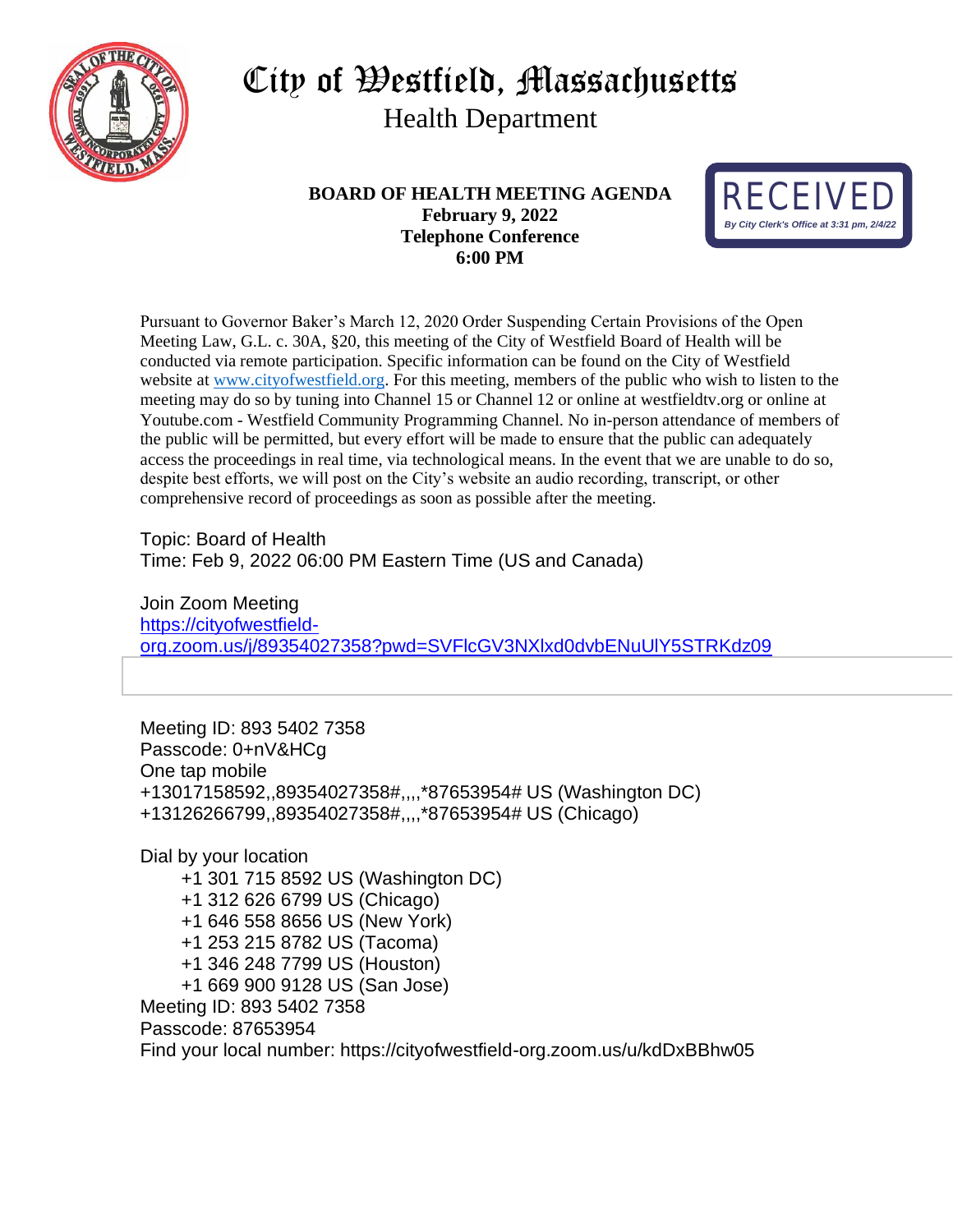# City of Westfield, Massachusetts

## Health Department

**BOARD OF HEALTH MEETING AGENDA**
**February 9, 2022**
**Telephone Conference**
**6:00 PM**

RECEIVED
*By City Clerk's Office at 3:31 pm, 2/4/22*

Pursuant to Governor Baker's March 12, 2020 Order Suspending Certain Provisions of the Open Meeting Law, G.L. c. 30A, §20, this meeting of the City of Westfield Board of Health will be conducted via remote participation. Specific information can be found on the City of Westfield website at www.cityofwestfield.org. For this meeting, members of the public who wish to listen to the meeting may do so by tuning into Channel 15 or Channel 12 or online at westfieldtv.org or online at Youtube.com - Westfield Community Programming Channel. No in-person attendance of members of the public will be permitted, but every effort will be made to ensure that the public can adequately access the proceedings in real time, via technological means. In the event that we are unable to do so, despite best efforts, we will post on the City's website an audio recording, transcript, or other comprehensive record of proceedings as soon as possible after the meeting.

Topic: Board of Health
Time: Feb 9, 2022 06:00 PM Eastern Time (US and Canada)

Join Zoom Meeting
https://cityofwestfield-org.zoom.us/j/89354027358?pwd=SVFlcGV3NXlxd0dvbENuUlY5STRKdz09

Meeting ID: 893 5402 7358
Passcode: 0+nV&HCg
One tap mobile
+13017158592,,89354027358#,,,,*87653954# US (Washington DC)
+13126266799,,89354027358#,,,,*87653954# US (Chicago)

Dial by your location
- +1 301 715 8592 US (Washington DC)
- +1 312 626 6799 US (Chicago)
- +1 646 558 8656 US (New York)
- +1 253 215 8782 US (Tacoma)
- +1 346 248 7799 US (Houston)
- +1 669 900 9128 US (San Jose)

Meeting ID: 893 5402 7358
Passcode: 87653954
Find your local number: https://cityofwestfield-org.zoom.us/u/kdDxBBhw05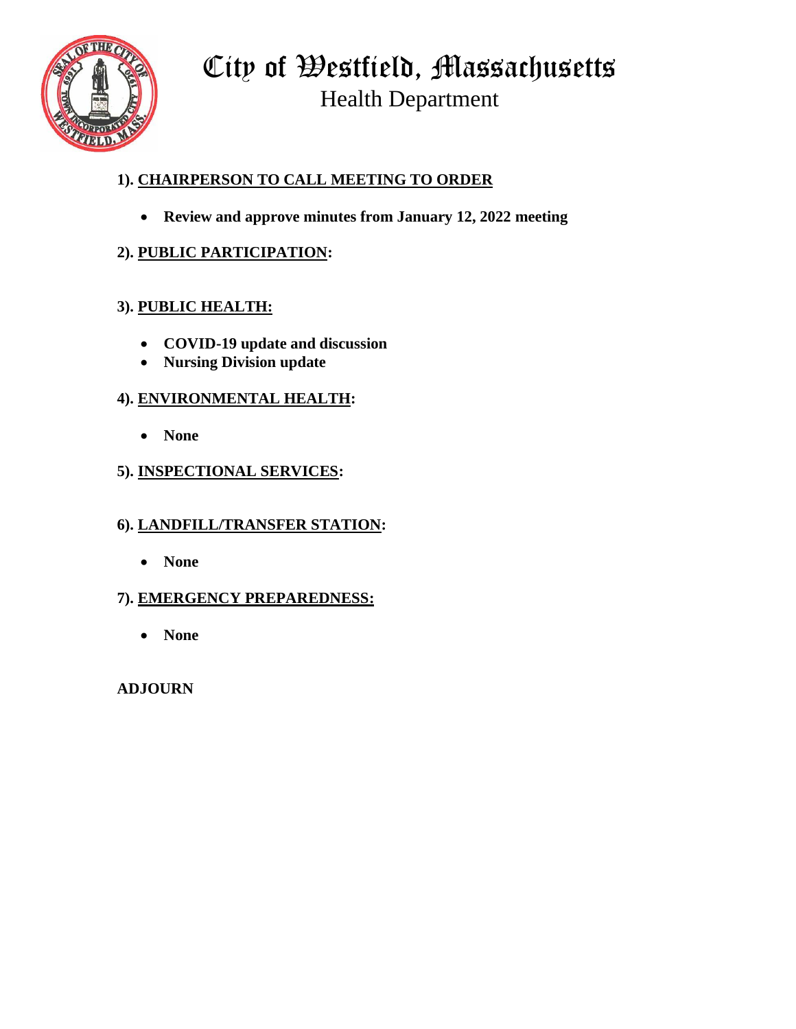# City of Westfield, Massachusetts

## Health Department

1). **CHAIRPERSON TO CALL MEETING TO ORDER**

- **Review and approve minutes from January 12, 2022 meeting**

2). **PUBLIC PARTICIPATION:**

3). **PUBLIC HEALTH:**

- **COVID-19 update and discussion**
- **Nursing Division update**

4). **ENVIRONMENTAL HEALTH:**

- **None**

5). **INSPECTIONAL SERVICES:**

6). **LANDFILL/TRANSFER STATION:**

- **None**

7). **EMERGENCY PREPAREDNESS:**

- **None**

**ADJOURN**